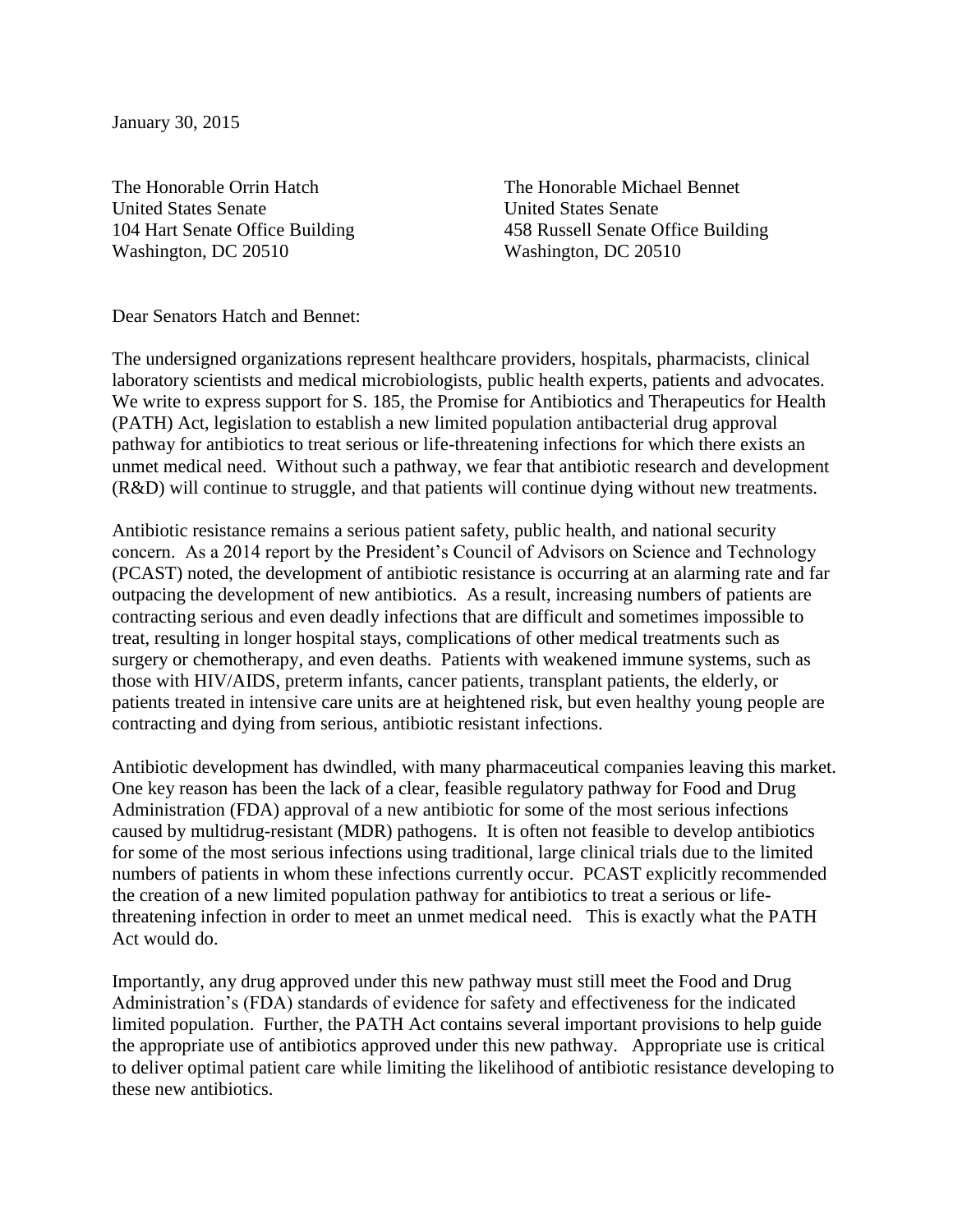January 30, 2015

The Honorable Orrin Hatch
United States Senate
104 Hart Senate Office Building
Washington, DC 20510

The Honorable Michael Bennet
United States Senate
458 Russell Senate Office Building
Washington, DC 20510

Dear Senators Hatch and Bennet:

The undersigned organizations represent healthcare providers, hospitals, pharmacists, clinical laboratory scientists and medical microbiologists, public health experts, patients and advocates. We write to express support for S. 185, the Promise for Antibiotics and Therapeutics for Health (PATH) Act, legislation to establish a new limited population antibacterial drug approval pathway for antibiotics to treat serious or life-threatening infections for which there exists an unmet medical need. Without such a pathway, we fear that antibiotic research and development (R&D) will continue to struggle, and that patients will continue dying without new treatments.

Antibiotic resistance remains a serious patient safety, public health, and national security concern. As a 2014 report by the President's Council of Advisors on Science and Technology (PCAST) noted, the development of antibiotic resistance is occurring at an alarming rate and far outpacing the development of new antibiotics. As a result, increasing numbers of patients are contracting serious and even deadly infections that are difficult and sometimes impossible to treat, resulting in longer hospital stays, complications of other medical treatments such as surgery or chemotherapy, and even deaths. Patients with weakened immune systems, such as those with HIV/AIDS, preterm infants, cancer patients, transplant patients, the elderly, or patients treated in intensive care units are at heightened risk, but even healthy young people are contracting and dying from serious, antibiotic resistant infections.

Antibiotic development has dwindled, with many pharmaceutical companies leaving this market. One key reason has been the lack of a clear, feasible regulatory pathway for Food and Drug Administration (FDA) approval of a new antibiotic for some of the most serious infections caused by multidrug-resistant (MDR) pathogens. It is often not feasible to develop antibiotics for some of the most serious infections using traditional, large clinical trials due to the limited numbers of patients in whom these infections currently occur. PCAST explicitly recommended the creation of a new limited population pathway for antibiotics to treat a serious or life-threatening infection in order to meet an unmet medical need. This is exactly what the PATH Act would do.

Importantly, any drug approved under this new pathway must still meet the Food and Drug Administration's (FDA) standards of evidence for safety and effectiveness for the indicated limited population. Further, the PATH Act contains several important provisions to help guide the appropriate use of antibiotics approved under this new pathway. Appropriate use is critical to deliver optimal patient care while limiting the likelihood of antibiotic resistance developing to these new antibiotics.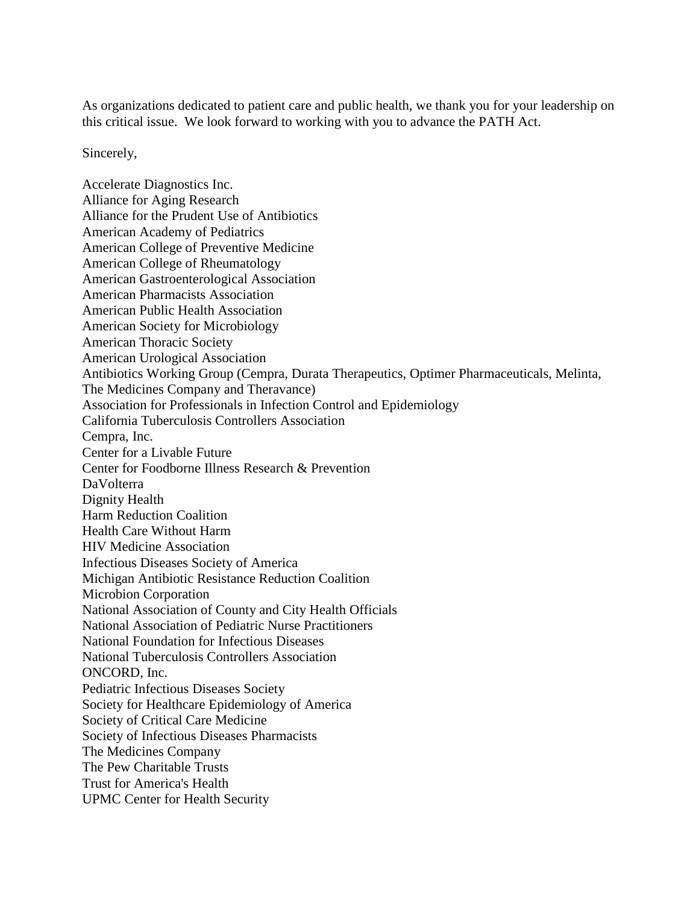As organizations dedicated to patient care and public health, we thank you for your leadership on this critical issue. We look forward to working with you to advance the PATH Act.

Sincerely,

Accelerate Diagnostics Inc.
Alliance for Aging Research
Alliance for the Prudent Use of Antibiotics
American Academy of Pediatrics
American College of Preventive Medicine
American College of Rheumatology
American Gastroenterological Association
American Pharmacists Association
American Public Health Association
American Society for Microbiology
American Thoracic Society
American Urological Association
Antibiotics Working Group (Cempra, Durata Therapeutics, Optimer Pharmaceuticals, Melinta, The Medicines Company and Theravance)
Association for Professionals in Infection Control and Epidemiology
California Tuberculosis Controllers Association
Cempra, Inc.
Center for a Livable Future
Center for Foodborne Illness Research & Prevention
DaVolterra
Dignity Health
Harm Reduction Coalition
Health Care Without Harm
HIV Medicine Association
Infectious Diseases Society of America
Michigan Antibiotic Resistance Reduction Coalition
Microbion Corporation
National Association of County and City Health Officials
National Association of Pediatric Nurse Practitioners
National Foundation for Infectious Diseases
National Tuberculosis Controllers Association
ONCORD, Inc.
Pediatric Infectious Diseases Society
Society for Healthcare Epidemiology of America
Society of Critical Care Medicine
Society of Infectious Diseases Pharmacists
The Medicines Company
The Pew Charitable Trusts
Trust for America's Health
UPMC Center for Health Security